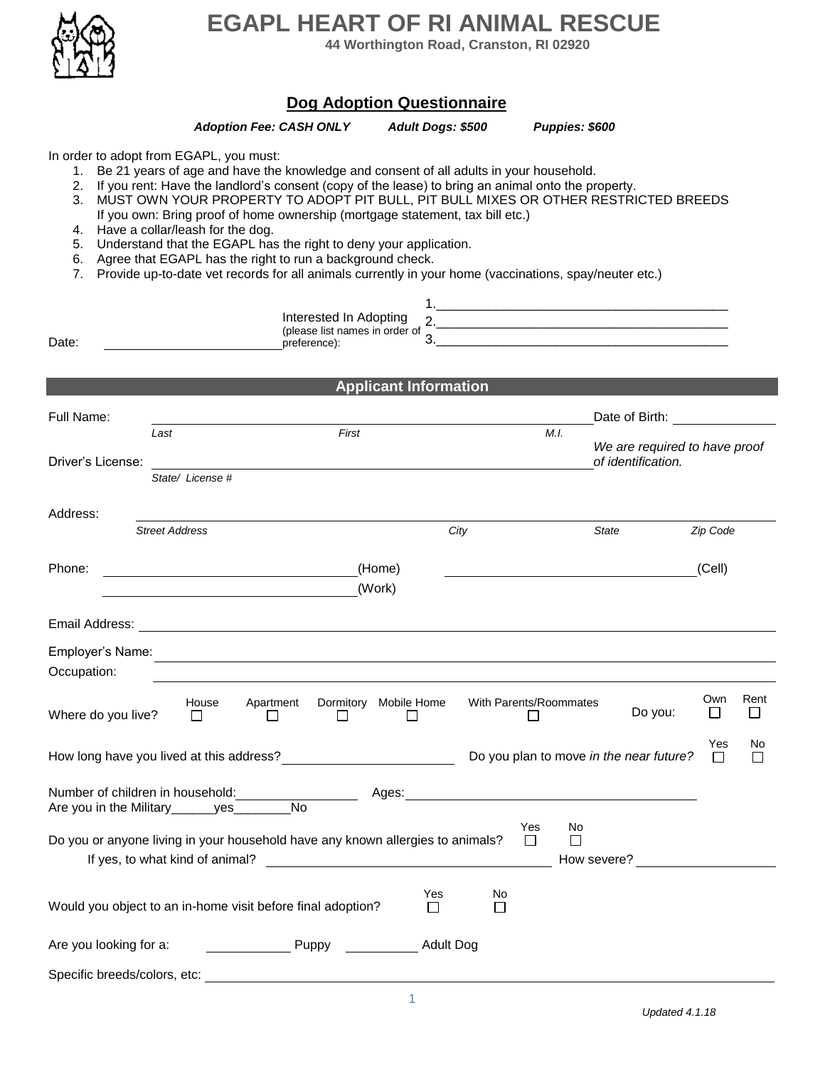# EGAPL HEART OF RI ANIMAL RESCUE

**44 Worthington Road, Cranston, RI 02920**

## Dog Adoption Questionnaire

***Adoption Fee: CASH ONLY*** ***Adult Dogs: $500*** ***Puppies: $600***

In order to adopt from EGAPL, you must:

1. Be 21 years of age and have the knowledge and consent of all adults in your household.
2. If you rent: Have the landlord's consent (copy of the lease) to bring an animal onto the property.
3. MUST OWN YOUR PROPERTY TO ADOPT PIT BULL, PIT BULL MIXES OR OTHER RESTRICTED BREEDS
   If you own: Bring proof of home ownership (mortgage statement, tax bill etc.)
4. Have a collar/leash for the dog.
5. Understand that the EGAPL has the right to deny your application.
6. Agree that EGAPL has the right to run a background check.
7. Provide up-to-date vet records for all animals currently in your home (vaccinations, spay/neuter etc.)

Date: ________________________

Interested In Adopting (please list names in order of preference):
1.________________________________________
2.________________________________________
3.________________________________________

## Applicant Information

Full Name: ______________________________________________________ Date of Birth: ______________
*Last* *First* *M.I.*

Driver's License: ______________________________________________________
*State/ License #*

*We are required to have proof of identification.*

Address: ______________________________________________________________________
*Street Address* *City* *State* *Zip Code*

Phone: ______________________(Home) ______________________(Cell)
______________________(Work)

Email Address: ______________________________________________________________

Employer's Name: ____________________________________________________________

Occupation: ________________________________________________________________

Where do you live? House ☐ Apartment ☐ Dormitory ☐ Mobile Home ☐ With Parents/Roommates ☐ Do you: Own ☐ Rent ☐

How long have you lived at this address? ____________________ Do you plan to move *in the near future?* Yes ☐ No ☐

Number of children in household: ______________ Ages: ________________________________
Are you in the Military______yes________No

Do you or anyone living in your household have any known allergies to animals? Yes ☐ No ☐
If yes, to what kind of animal? ______________________________ How severe? ______________

Would you object to an in-home visit before final adoption? Yes ☐ No ☐

Are you looking for a: __________ Puppy __________ Adult Dog

Specific breeds/colors, etc: ______________________________________________________

Updated 4.1.18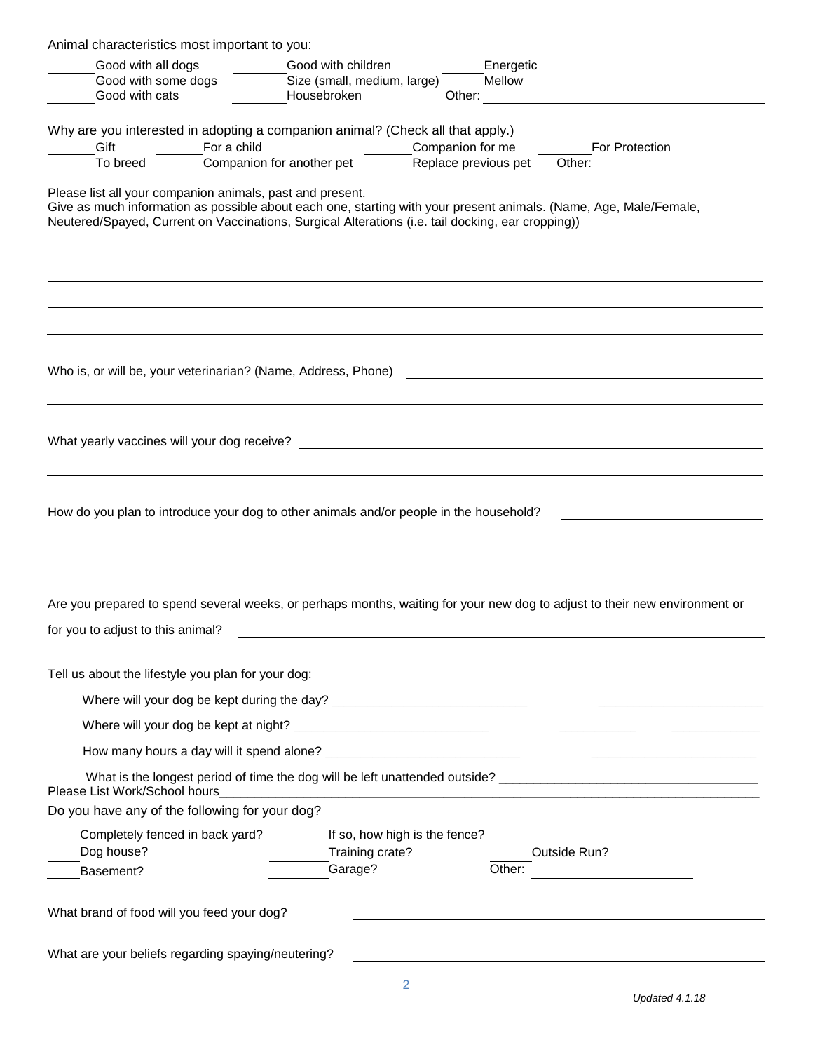Animal characteristics most important to you:

| | | |
|---|---|---|
| \_\_\_\_\_ Good with all dogs | \_\_\_\_\_ Good with children | \_\_\_\_\_ Energetic |
| \_\_\_\_\_ Good with some dogs | \_\_\_\_\_ Size (small, medium, large) | \_\_\_\_\_ Mellow |
| \_\_\_\_\_ Good with cats | \_\_\_\_\_ Housebroken | Other: \_\_\_\_\_\_\_\_\_\_ |

Why are you interested in adopting a companion animal? (Check all that apply.)

| | | | |
|---|---|---|---|
| \_\_\_\_\_ Gift | \_\_\_\_\_ For a child | \_\_\_\_\_ Companion for me | \_\_\_\_\_ For Protection |
| \_\_\_\_\_ To breed | \_\_\_\_\_ Companion for another pet | \_\_\_\_\_ Replace previous pet | Other: \_\_\_\_\_\_\_\_\_\_ |

Please list all your companion animals, past and present.
Give as much information as possible about each one, starting with your present animals. (Name, Age, Male/Female, Neutered/Spayed, Current on Vaccinations, Surgical Alterations (i.e. tail docking, ear cropping))

\_\_\_\_\_\_\_\_\_\_\_\_\_\_\_\_\_\_\_\_\_\_\_\_\_\_\_\_\_\_\_\_\_\_\_\_\_\_\_\_

\_\_\_\_\_\_\_\_\_\_\_\_\_\_\_\_\_\_\_\_\_\_\_\_\_\_\_\_\_\_\_\_\_\_\_\_\_\_\_\_

\_\_\_\_\_\_\_\_\_\_\_\_\_\_\_\_\_\_\_\_\_\_\_\_\_\_\_\_\_\_\_\_\_\_\_\_\_\_\_\_

\_\_\_\_\_\_\_\_\_\_\_\_\_\_\_\_\_\_\_\_\_\_\_\_\_\_\_\_\_\_\_\_\_\_\_\_\_\_\_\_

Who is, or will be, your veterinarian? (Name, Address, Phone) \_\_\_\_\_\_\_\_\_\_\_\_\_\_\_\_\_\_\_\_

\_\_\_\_\_\_\_\_\_\_\_\_\_\_\_\_\_\_\_\_\_\_\_\_\_\_\_\_\_\_\_\_\_\_\_\_\_\_\_\_

What yearly vaccines will your dog receive? \_\_\_\_\_\_\_\_\_\_\_\_\_\_\_\_\_\_\_\_

\_\_\_\_\_\_\_\_\_\_\_\_\_\_\_\_\_\_\_\_\_\_\_\_\_\_\_\_\_\_\_\_\_\_\_\_\_\_\_\_

How do you plan to introduce your dog to other animals and/or people in the household? \_\_\_\_\_\_\_\_\_\_\_\_\_\_\_\_\_\_\_\_

\_\_\_\_\_\_\_\_\_\_\_\_\_\_\_\_\_\_\_\_\_\_\_\_\_\_\_\_\_\_\_\_\_\_\_\_\_\_\_\_

\_\_\_\_\_\_\_\_\_\_\_\_\_\_\_\_\_\_\_\_\_\_\_\_\_\_\_\_\_\_\_\_\_\_\_\_\_\_\_\_

Are you prepared to spend several weeks, or perhaps months, waiting for your new dog to adjust to their new environment or for you to adjust to this animal? \_\_\_\_\_\_\_\_\_\_\_\_\_\_\_\_\_\_\_\_

Tell us about the lifestyle you plan for your dog:

- Where will your dog be kept during the day? \_\_\_\_\_\_\_\_\_\_\_\_\_\_\_\_\_\_\_\_
- Where will your dog be kept at night? \_\_\_\_\_\_\_\_\_\_\_\_\_\_\_\_\_\_\_\_
- How many hours a day will it spend alone? \_\_\_\_\_\_\_\_\_\_\_\_\_\_\_\_\_\_\_\_
- What is the longest period of time the dog will be left unattended outside? \_\_\_\_\_\_\_\_\_\_\_\_\_\_\_\_\_\_\_\_

Please List Work/School hours\_\_\_\_\_\_\_\_\_\_\_\_\_\_\_\_\_\_\_\_

Do you have any of the following for your dog?

| | | |
|---|---|---|
| \_\_\_\_\_ Completely fenced in back yard? | If so, how high is the fence? \_\_\_\_\_\_\_\_\_\_ | |
| \_\_\_\_\_ Dog house? | \_\_\_\_\_ Training crate? | \_\_\_\_\_ Outside Run? |
| \_\_\_\_\_ Basement? | \_\_\_\_\_ Garage? | Other: \_\_\_\_\_\_\_\_\_\_ |

What brand of food will you feed your dog? \_\_\_\_\_\_\_\_\_\_\_\_\_\_\_\_\_\_\_\_

What are your beliefs regarding spaying/neutering? \_\_\_\_\_\_\_\_\_\_\_\_\_\_\_\_\_\_\_\_

*Updated 4.1.18*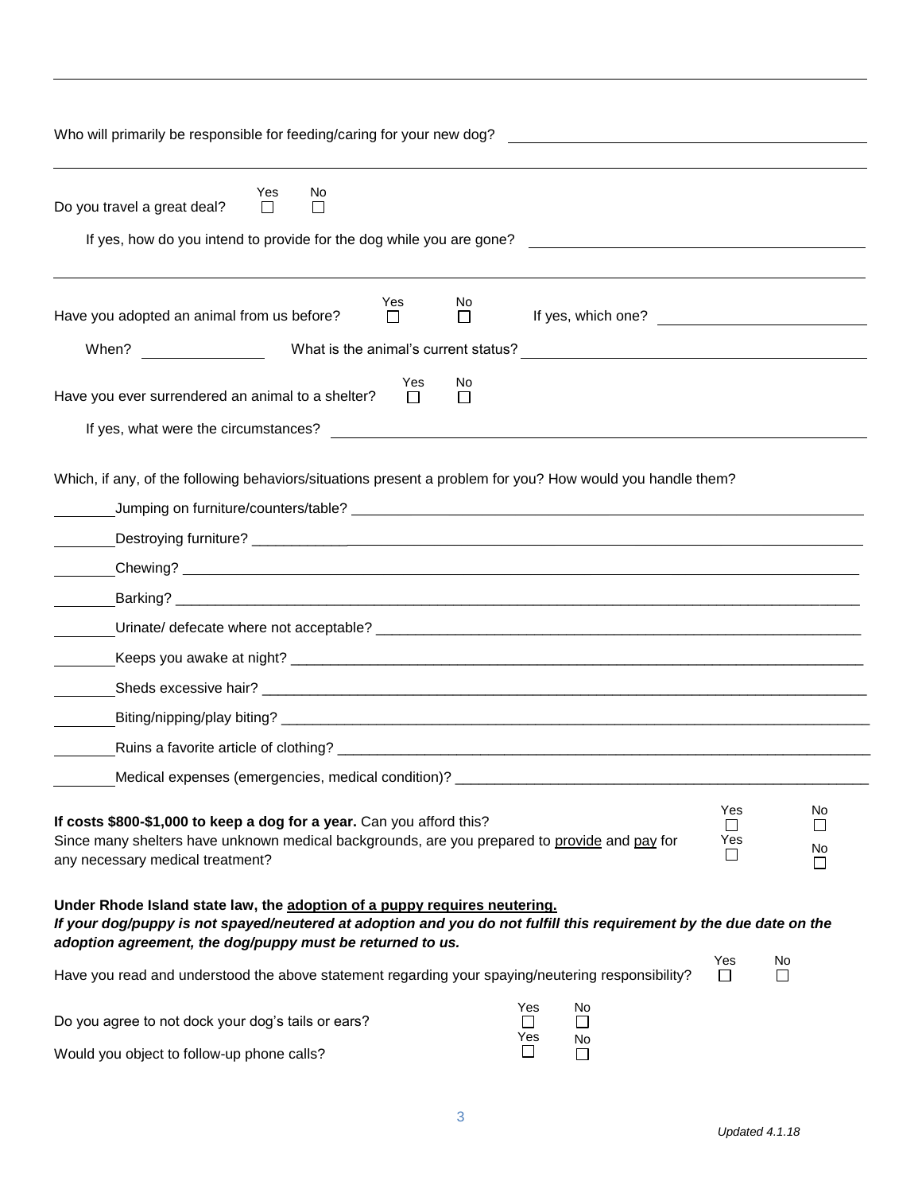Who will primarily be responsible for feeding/caring for your new dog? ______________________________

---

Do you travel a great deal? ☐ Yes ☐ No

If yes, how do you intend to provide for the dog while you are gone? ______________________________

---

Have you adopted an animal from us before? ☐ Yes ☐ No If yes, which one? ____________________

When? ______________ What is the animal's current status? ______________________________

Have you ever surrendered an animal to a shelter? ☐ Yes ☐ No

If yes, what were the circumstances? ______________________________

Which, if any, of the following behaviors/situations present a problem for you? How would you handle them?

_______Jumping on furniture/counters/table? ______________________________

_______Destroying furniture? ______________________________

_______Chewing? ______________________________

_______Barking? ______________________________

_______Urinate/ defecate where not acceptable? ______________________________

_______Keeps you awake at night? ______________________________

_______Sheds excessive hair? ______________________________

_______Biting/nipping/play biting? ______________________________

_______Ruins a favorite article of clothing? ______________________________

_______Medical expenses (emergencies, medical condition)? ______________________________

**If costs $800-$1,000 to keep a dog for a year.** Can you afford this? ☐ Yes ☐ No

Since many shelters have unknown medical backgrounds, are you prepared to provide and pay for any necessary medical treatment? ☐ Yes ☐ No

**Under Rhode Island state law, the adoption of a puppy requires neutering.**

***If your dog/puppy is not spayed/neutered at adoption and you do not fulfill this requirement by the due date on the adoption agreement, the dog/puppy must be returned to us.***

Have you read and understood the above statement regarding your spaying/neutering responsibility? ☐ Yes ☐ No

Do you agree to not dock your dog's tails or ears? ☐ Yes ☐ No

Would you object to follow-up phone calls? ☐ Yes ☐ No

*Updated 4.1.18*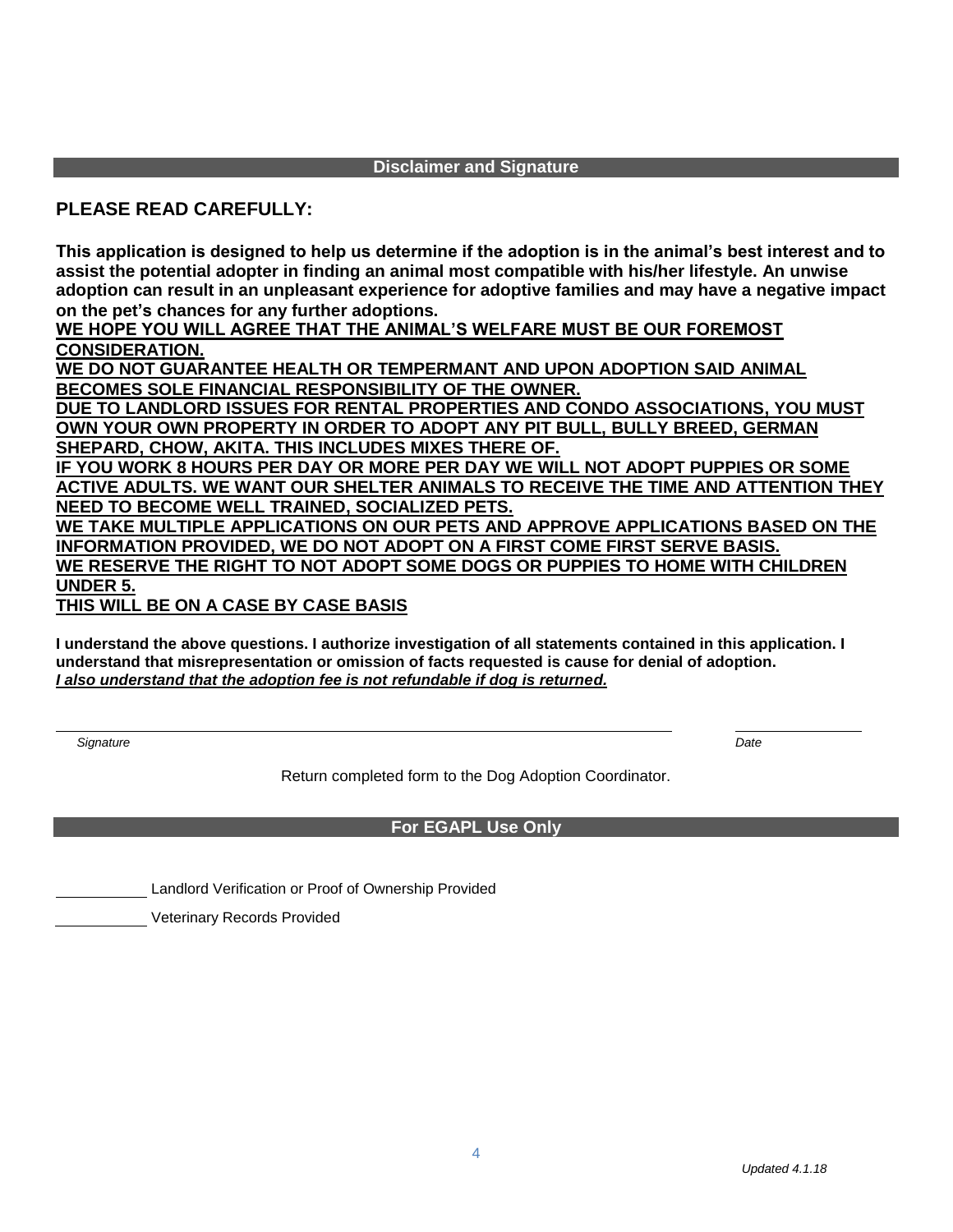## Disclaimer and Signature

### PLEASE READ CAREFULLY:

**This application is designed to help us determine if the adoption is in the animal's best interest and to assist the potential adopter in finding an animal most compatible with his/her lifestyle. An unwise adoption can result in an unpleasant experience for adoptive families and may have a negative impact on the pet's chances for any further adoptions.**

**WE HOPE YOU WILL AGREE THAT THE ANIMAL'S WELFARE MUST BE OUR FOREMOST CONSIDERATION.**

**WE DO NOT GUARANTEE HEALTH OR TEMPERMANT AND UPON ADOPTION SAID ANIMAL BECOMES SOLE FINANCIAL RESPONSIBILITY OF THE OWNER.**

**DUE TO LANDLORD ISSUES FOR RENTAL PROPERTIES AND CONDO ASSOCIATIONS, YOU MUST OWN YOUR OWN PROPERTY IN ORDER TO ADOPT ANY PIT BULL, BULLY BREED, GERMAN SHEPARD, CHOW, AKITA. THIS INCLUDES MIXES THERE OF.**

**IF YOU WORK 8 HOURS PER DAY OR MORE PER DAY WE WILL NOT ADOPT PUPPIES OR SOME ACTIVE ADULTS. WE WANT OUR SHELTER ANIMALS TO RECEIVE THE TIME AND ATTENTION THEY NEED TO BECOME WELL TRAINED, SOCIALIZED PETS.**

**WE TAKE MULTIPLE APPLICATIONS ON OUR PETS AND APPROVE APPLICATIONS BASED ON THE INFORMATION PROVIDED, WE DO NOT ADOPT ON A FIRST COME FIRST SERVE BASIS.**

**WE RESERVE THE RIGHT TO NOT ADOPT SOME DOGS OR PUPPIES TO HOME WITH CHILDREN UNDER 5.**

**THIS WILL BE ON A CASE BY CASE BASIS**

**I understand the above questions. I authorize investigation of all statements contained in this application. I understand that misrepresentation or omission of facts requested is cause for denial of adoption.**
***I also understand that the adoption fee is not refundable if dog is returned.***

______________________________________________ ____________

*Signature* *Date*

Return completed form to the Dog Adoption Coordinator.

## For EGAPL Use Only

__________ Landlord Verification or Proof of Ownership Provided

__________ Veterinary Records Provided

*Updated 4.1.18*